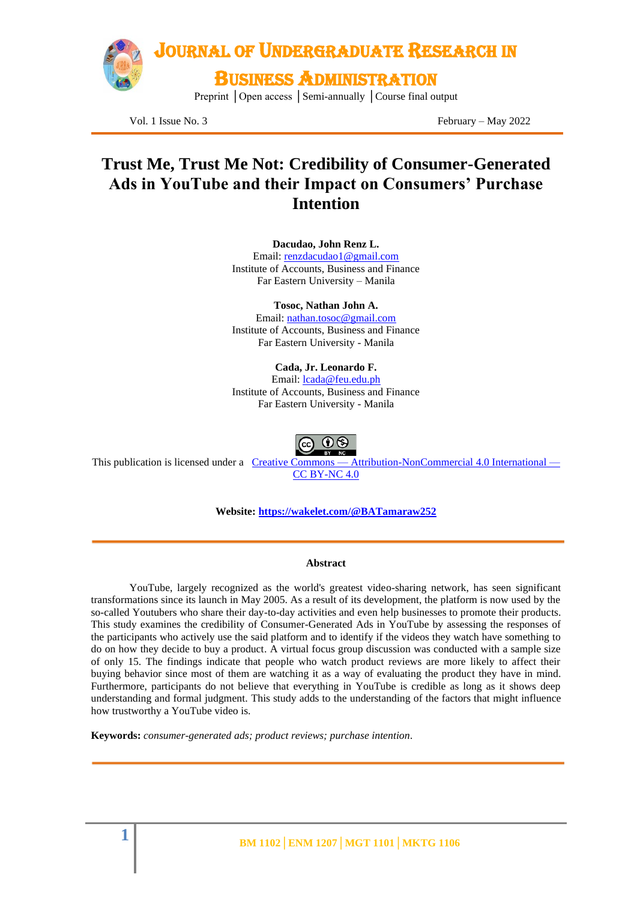# Trust Me, Trust Me Not: Credibility of Consumer-Generated Ads in YouTube and their Impact on Consumers' Purchase Intention

**Dacudao, John Renz L.**
Email: renzdacudao1@gmail.com
Institute of Accounts, Business and Finance
Far Eastern University – Manila

**Tosoc, Nathan John A.**
Email: nathan.tosoc@gmail.com
Institute of Accounts, Business and Finance
Far Eastern University - Manila

**Cada, Jr. Leonardo F.**
Email: lcada@feu.edu.ph
Institute of Accounts, Business and Finance
Far Eastern University - Manila

This publication is licensed under a Creative Commons — Attribution-NonCommercial 4.0 International — CC BY-NC 4.0

**Website: https://wakelet.com/@BATamaraw252**

## Abstract

YouTube, largely recognized as the world's greatest video-sharing network, has seen significant transformations since its launch in May 2005. As a result of its development, the platform is now used by the so-called Youtubers who share their day-to-day activities and even help businesses to promote their products. This study examines the credibility of Consumer-Generated Ads in YouTube by assessing the responses of the participants who actively use the said platform and to identify if the videos they watch have something to do on how they decide to buy a product. A virtual focus group discussion was conducted with a sample size of only 15. The findings indicate that people who watch product reviews are more likely to affect their buying behavior since most of them are watching it as a way of evaluating the product they have in mind. Furthermore, participants do not believe that everything in YouTube is credible as long as it shows deep understanding and formal judgment. This study adds to the understanding of the factors that might influence how trustworthy a YouTube video is.

**Keywords:** *consumer-generated ads; product reviews; purchase intention*.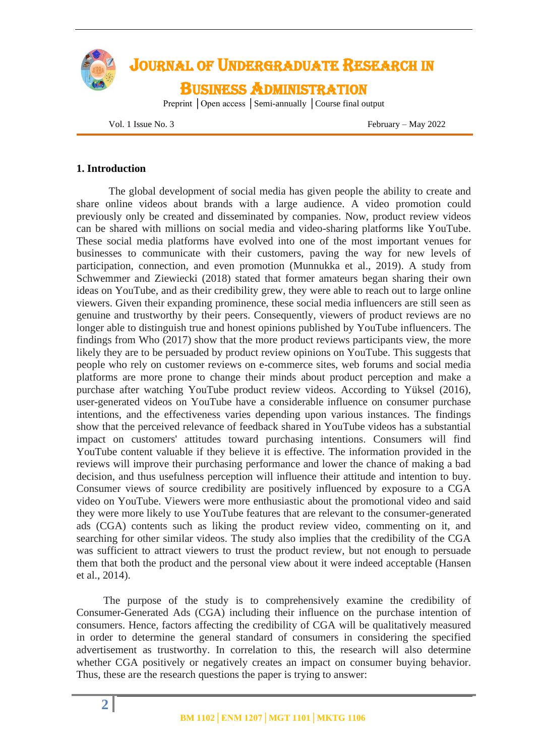## 1. Introduction

The global development of social media has given people the ability to create and share online videos about brands with a large audience. A video promotion could previously only be created and disseminated by companies. Now, product review videos can be shared with millions on social media and video-sharing platforms like YouTube. These social media platforms have evolved into one of the most important venues for businesses to communicate with their customers, paving the way for new levels of participation, connection, and even promotion (Munnukka et al., 2019). A study from Schwemmer and Ziewiecki (2018) stated that former amateurs began sharing their own ideas on YouTube, and as their credibility grew, they were able to reach out to large online viewers. Given their expanding prominence, these social media influencers are still seen as genuine and trustworthy by their peers. Consequently, viewers of product reviews are no longer able to distinguish true and honest opinions published by YouTube influencers. The findings from Who (2017) show that the more product reviews participants view, the more likely they are to be persuaded by product review opinions on YouTube. This suggests that people who rely on customer reviews on e-commerce sites, web forums and social media platforms are more prone to change their minds about product perception and make a purchase after watching YouTube product review videos. According to Yüksel (2016), user-generated videos on YouTube have a considerable influence on consumer purchase intentions, and the effectiveness varies depending upon various instances. The findings show that the perceived relevance of feedback shared in YouTube videos has a substantial impact on customers' attitudes toward purchasing intentions. Consumers will find YouTube content valuable if they believe it is effective. The information provided in the reviews will improve their purchasing performance and lower the chance of making a bad decision, and thus usefulness perception will influence their attitude and intention to buy. Consumer views of source credibility are positively influenced by exposure to a CGA video on YouTube. Viewers were more enthusiastic about the promotional video and said they were more likely to use YouTube features that are relevant to the consumer-generated ads (CGA) contents such as liking the product review video, commenting on it, and searching for other similar videos. The study also implies that the credibility of the CGA was sufficient to attract viewers to trust the product review, but not enough to persuade them that both the product and the personal view about it were indeed acceptable (Hansen et al., 2014).

The purpose of the study is to comprehensively examine the credibility of Consumer-Generated Ads (CGA) including their influence on the purchase intention of consumers. Hence, factors affecting the credibility of CGA will be qualitatively measured in order to determine the general standard of consumers in considering the specified advertisement as trustworthy. In correlation to this, the research will also determine whether CGA positively or negatively creates an impact on consumer buying behavior. Thus, these are the research questions the paper is trying to answer: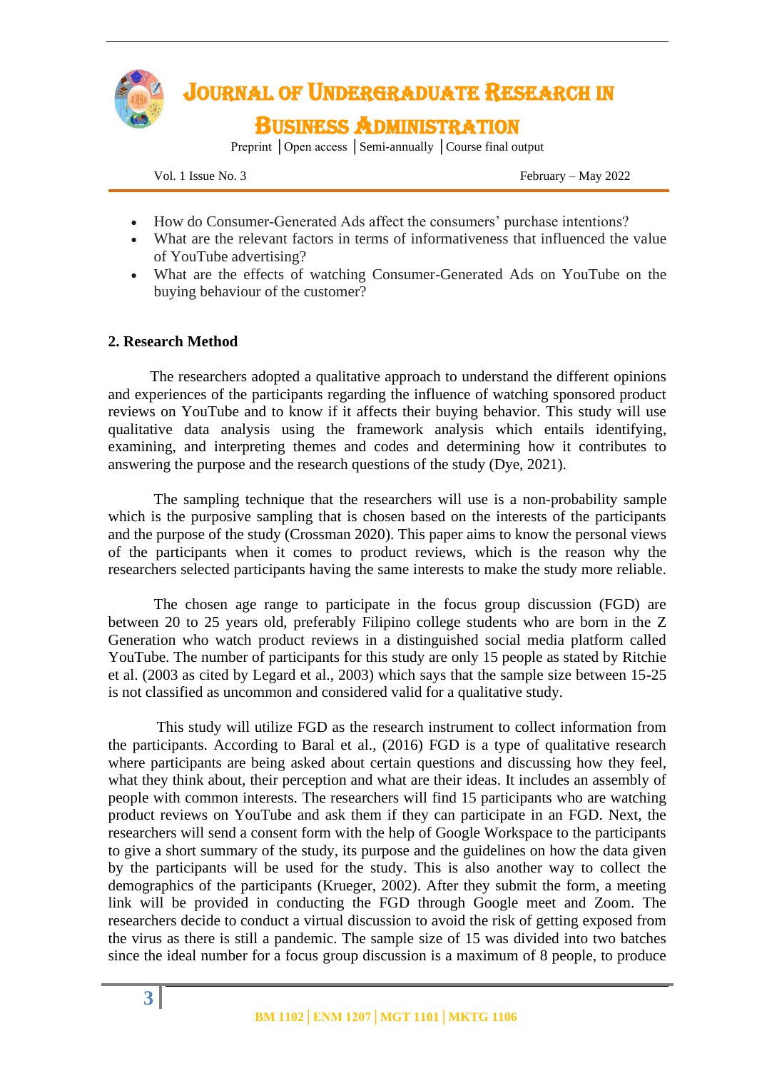- How do Consumer-Generated Ads affect the consumers' purchase intentions?
- What are the relevant factors in terms of informativeness that influenced the value of YouTube advertising?
- What are the effects of watching Consumer-Generated Ads on YouTube on the buying behaviour of the customer?

## 2. Research Method

The researchers adopted a qualitative approach to understand the different opinions and experiences of the participants regarding the influence of watching sponsored product reviews on YouTube and to know if it affects their buying behavior. This study will use qualitative data analysis using the framework analysis which entails identifying, examining, and interpreting themes and codes and determining how it contributes to answering the purpose and the research questions of the study (Dye, 2021).

The sampling technique that the researchers will use is a non-probability sample which is the purposive sampling that is chosen based on the interests of the participants and the purpose of the study (Crossman 2020). This paper aims to know the personal views of the participants when it comes to product reviews, which is the reason why the researchers selected participants having the same interests to make the study more reliable.

The chosen age range to participate in the focus group discussion (FGD) are between 20 to 25 years old, preferably Filipino college students who are born in the Z Generation who watch product reviews in a distinguished social media platform called YouTube. The number of participants for this study are only 15 people as stated by Ritchie et al. (2003 as cited by Legard et al., 2003) which says that the sample size between 15-25 is not classified as uncommon and considered valid for a qualitative study.

This study will utilize FGD as the research instrument to collect information from the participants. According to Baral et al., (2016) FGD is a type of qualitative research where participants are being asked about certain questions and discussing how they feel, what they think about, their perception and what are their ideas. It includes an assembly of people with common interests. The researchers will find 15 participants who are watching product reviews on YouTube and ask them if they can participate in an FGD. Next, the researchers will send a consent form with the help of Google Workspace to the participants to give a short summary of the study, its purpose and the guidelines on how the data given by the participants will be used for the study. This is also another way to collect the demographics of the participants (Krueger, 2002). After they submit the form, a meeting link will be provided in conducting the FGD through Google meet and Zoom. The researchers decide to conduct a virtual discussion to avoid the risk of getting exposed from the virus as there is still a pandemic. The sample size of 15 was divided into two batches since the ideal number for a focus group discussion is a maximum of 8 people, to produce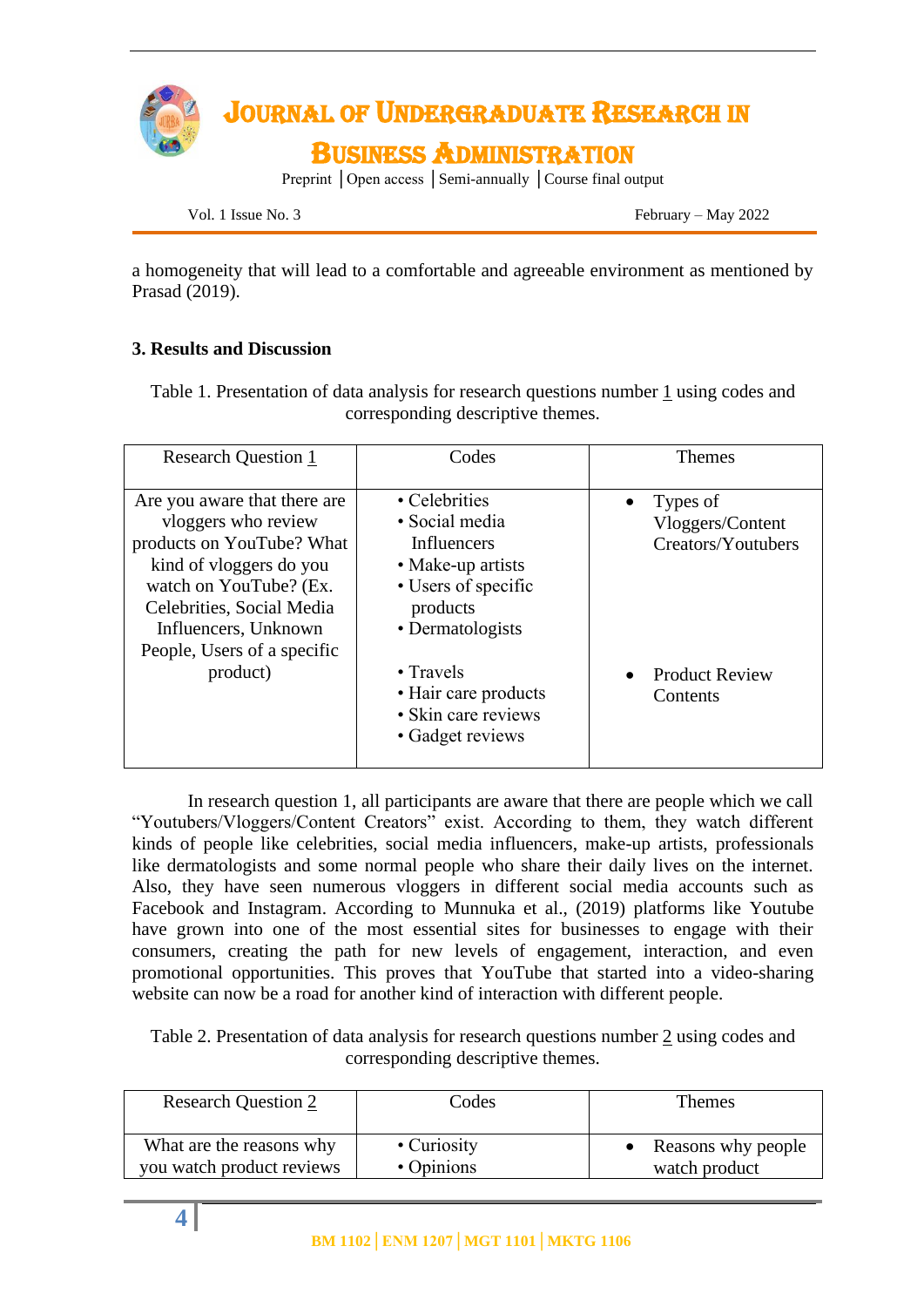a homogeneity that will lead to a comfortable and agreeable environment as mentioned by Prasad (2019).

## 3. Results and Discussion

Table 1. Presentation of data analysis for research questions number 1 using codes and corresponding descriptive themes.

| Research Question 1 | Codes | Themes |
|---|---|---|
| Are you aware that there are vloggers who review products on YouTube? What kind of vloggers do you watch on YouTube? (Ex. Celebrities, Social Media Influencers, Unknown People, Users of a specific product) | • Celebrities<br>• Social media Influencers<br>• Make-up artists<br>• Users of specific products<br>• Dermatologists | • Types of Vloggers/Content Creators/Youtubers |
| | • Travels<br>• Hair care products<br>• Skin care reviews<br>• Gadget reviews | • Product Review Contents |

In research question 1, all participants are aware that there are people which we call "Youtubers/Vloggers/Content Creators" exist. According to them, they watch different kinds of people like celebrities, social media influencers, make-up artists, professionals like dermatologists and some normal people who share their daily lives on the internet. Also, they have seen numerous vloggers in different social media accounts such as Facebook and Instagram. According to Munnuka et al., (2019) platforms like Youtube have grown into one of the most essential sites for businesses to engage with their consumers, creating the path for new levels of engagement, interaction, and even promotional opportunities. This proves that YouTube that started into a video-sharing website can now be a road for another kind of interaction with different people.

Table 2. Presentation of data analysis for research questions number 2 using codes and corresponding descriptive themes.

| Research Question 2 | Codes | Themes |
|---|---|---|
| What are the reasons why you watch product reviews | • Curiosity<br>• Opinions | • Reasons why people watch product |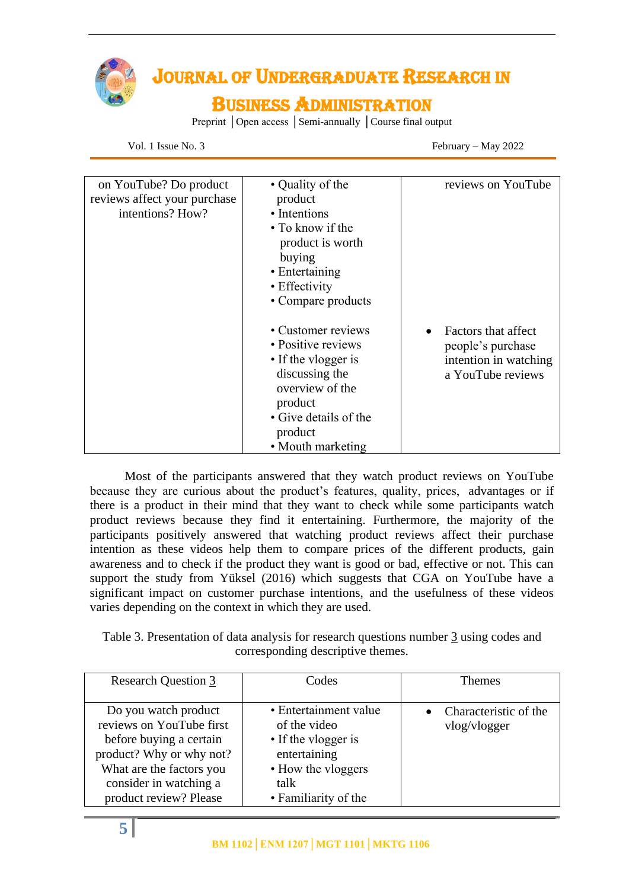| | | |
|---|---|---|
| on YouTube? Do product reviews affect your purchase intentions? How? | • Quality of the product<br>• Intentions<br>• To know if the product is worth buying<br>• Entertaining<br>• Effectivity<br>• Compare products | reviews on YouTube |
| | • Customer reviews<br>• Positive reviews<br>• If the vlogger is discussing the overview of the product<br>• Give details of the product<br>• Mouth marketing | • Factors that affect people's purchase intention in watching a YouTube reviews |

Most of the participants answered that they watch product reviews on YouTube because they are curious about the product's features, quality, prices, advantages or if there is a product in their mind that they want to check while some participants watch product reviews because they find it entertaining. Furthermore, the majority of the participants positively answered that watching product reviews affect their purchase intention as these videos help them to compare prices of the different products, gain awareness and to check if the product they want is good or bad, effective or not. This can support the study from Yüksel (2016) which suggests that CGA on YouTube have a significant impact on customer purchase intentions, and the usefulness of these videos varies depending on the context in which they are used.

Table 3. Presentation of data analysis for research questions number 3 using codes and corresponding descriptive themes.

| Research Question 3 | Codes | Themes |
|---|---|---|
| Do you watch product reviews on YouTube first before buying a certain product? Why or why not? What are the factors you consider in watching a product review? Please | • Entertainment value of the video<br>• If the vlogger is entertaining<br>• How the vloggers talk<br>• Familiarity of the | • Characteristic of the vlog/vlogger |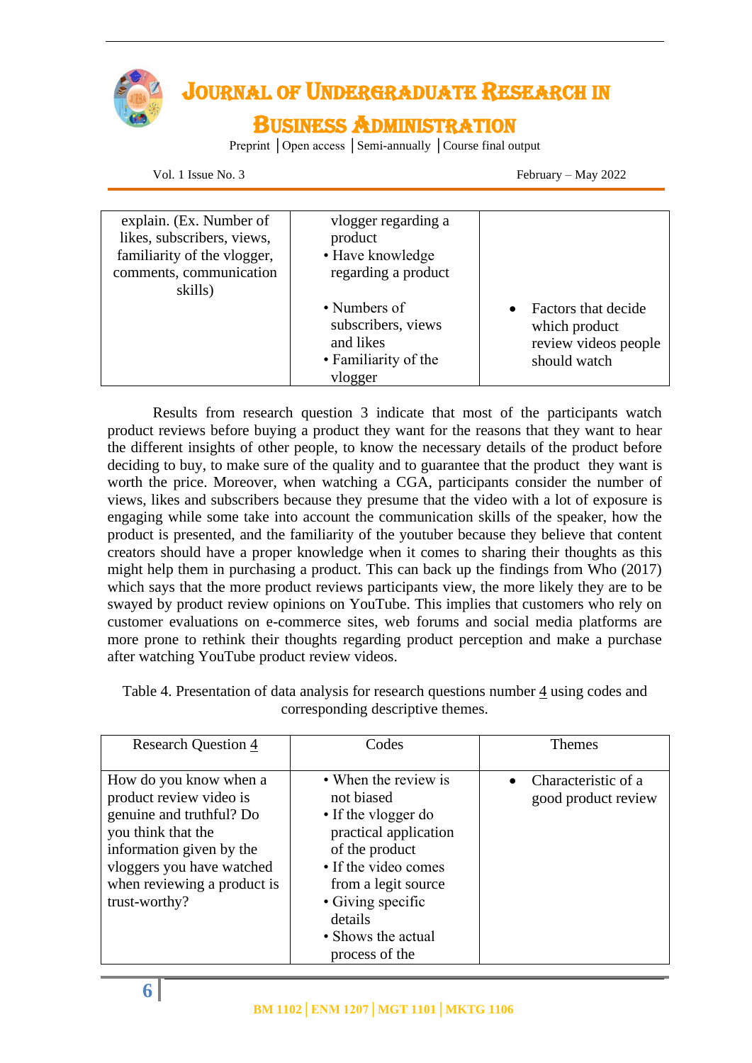| | | |
|---|---|---|
| explain. (Ex. Number of likes, subscribers, views, familiarity of the vlogger, comments, communication skills) | vlogger regarding a product<br>• Have knowledge regarding a product<br>• Numbers of subscribers, views and likes<br>• Familiarity of the vlogger | • Factors that decide which product review videos people should watch |

Results from research question 3 indicate that most of the participants watch product reviews before buying a product they want for the reasons that they want to hear the different insights of other people, to know the necessary details of the product before deciding to buy, to make sure of the quality and to guarantee that the product they want is worth the price. Moreover, when watching a CGA, participants consider the number of views, likes and subscribers because they presume that the video with a lot of exposure is engaging while some take into account the communication skills of the speaker, how the product is presented, and the familiarity of the youtuber because they believe that content creators should have a proper knowledge when it comes to sharing their thoughts as this might help them in purchasing a product. This can back up the findings from Who (2017) which says that the more product reviews participants view, the more likely they are to be swayed by product review opinions on YouTube. This implies that customers who rely on customer evaluations on e-commerce sites, web forums and social media platforms are more prone to rethink their thoughts regarding product perception and make a purchase after watching YouTube product review videos.

Table 4. Presentation of data analysis for research questions number 4 using codes and corresponding descriptive themes.

| Research Question 4 | Codes | Themes |
|---|---|---|
| How do you know when a product review video is genuine and truthful? Do you think that the information given by the vloggers you have watched when reviewing a product is trust-worthy? | • When the review is not biased<br>• If the vlogger do practical application of the product<br>• If the video comes from a legit source<br>• Giving specific details<br>• Shows the actual process of the | • Characteristic of a good product review |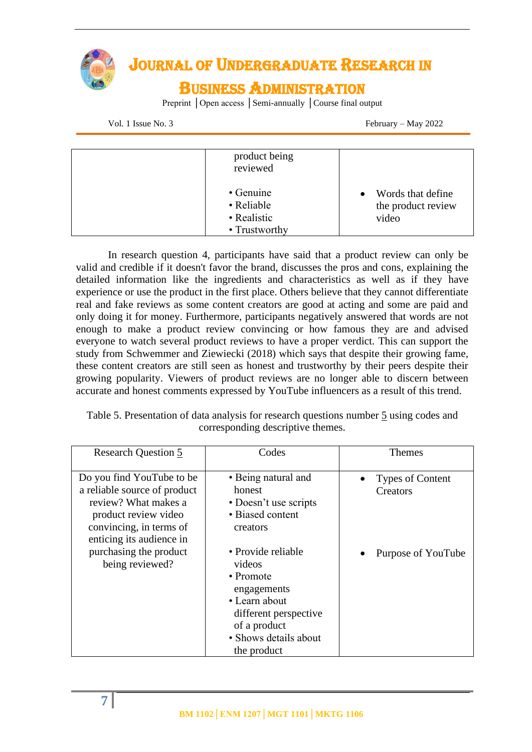| | product being reviewed<br><br>• Genuine<br>• Reliable<br>• Realistic<br>• Trustworthy | • Words that define the product review video |
|---|---|---|

In research question 4, participants have said that a product review can only be valid and credible if it doesn't favor the brand, discusses the pros and cons, explaining the detailed information like the ingredients and characteristics as well as if they have experience or use the product in the first place. Others believe that they cannot differentiate real and fake reviews as some content creators are good at acting and some are paid and only doing it for money. Furthermore, participants negatively answered that words are not enough to make a product review convincing or how famous they are and advised everyone to watch several product reviews to have a proper verdict. This can support the study from Schwemmer and Ziewiecki (2018) which says that despite their growing fame, these content creators are still seen as honest and trustworthy by their peers despite their growing popularity. Viewers of product reviews are no longer able to discern between accurate and honest comments expressed by YouTube influencers as a result of this trend.

Table 5. Presentation of data analysis for research questions number 5 using codes and corresponding descriptive themes.

| Research Question 5 | Codes | Themes |
|---|---|---|
| Do you find YouTube to be a reliable source of product review? What makes a product review video convincing, in terms of enticing its audience in purchasing the product being reviewed? | • Being natural and honest<br>• Doesn't use scripts<br>• Biased content creators | • Types of Content Creators |
| | • Provide reliable videos<br>• Promote engagements<br>• Learn about different perspective of a product<br>• Shows details about the product | • Purpose of YouTube |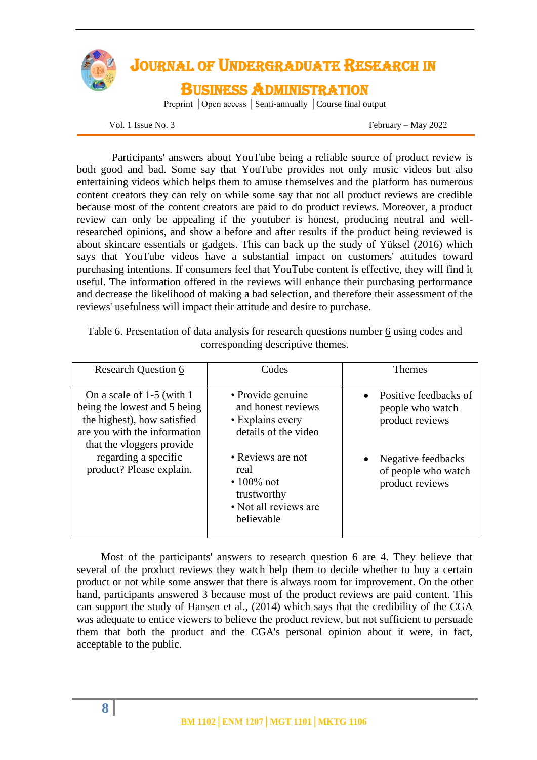Participants' answers about YouTube being a reliable source of product review is both good and bad. Some say that YouTube provides not only music videos but also entertaining videos which helps them to amuse themselves and the platform has numerous content creators they can rely on while some say that not all product reviews are credible because most of the content creators are paid to do product reviews. Moreover, a product review can only be appealing if the youtuber is honest, producing neutral and well-researched opinions, and show a before and after results if the product being reviewed is about skincare essentials or gadgets. This can back up the study of Yüksel (2016) which says that YouTube videos have a substantial impact on customers' attitudes toward purchasing intentions. If consumers feel that YouTube content is effective, they will find it useful. The information offered in the reviews will enhance their purchasing performance and decrease the likelihood of making a bad selection, and therefore their assessment of the reviews' usefulness will impact their attitude and desire to purchase.

Table 6. Presentation of data analysis for research questions number 6 using codes and corresponding descriptive themes.

| Research Question 6 | Codes | Themes |
|---|---|---|
| On a scale of 1-5 (with 1 being the lowest and 5 being the highest), how satisfied are you with the information that the vloggers provide regarding a specific product? Please explain. | • Provide genuine and honest reviews<br>• Explains every details of the video<br><br>• Reviews are not real<br>• 100% not trustworthy<br>• Not all reviews are believable | • Positive feedbacks of people who watch product reviews<br><br>• Negative feedbacks of people who watch product reviews |

Most of the participants' answers to research question 6 are 4. They believe that several of the product reviews they watch help them to decide whether to buy a certain product or not while some answer that there is always room for improvement. On the other hand, participants answered 3 because most of the product reviews are paid content. This can support the study of Hansen et al., (2014) which says that the credibility of the CGA was adequate to entice viewers to believe the product review, but not sufficient to persuade them that both the product and the CGA's personal opinion about it were, in fact, acceptable to the public.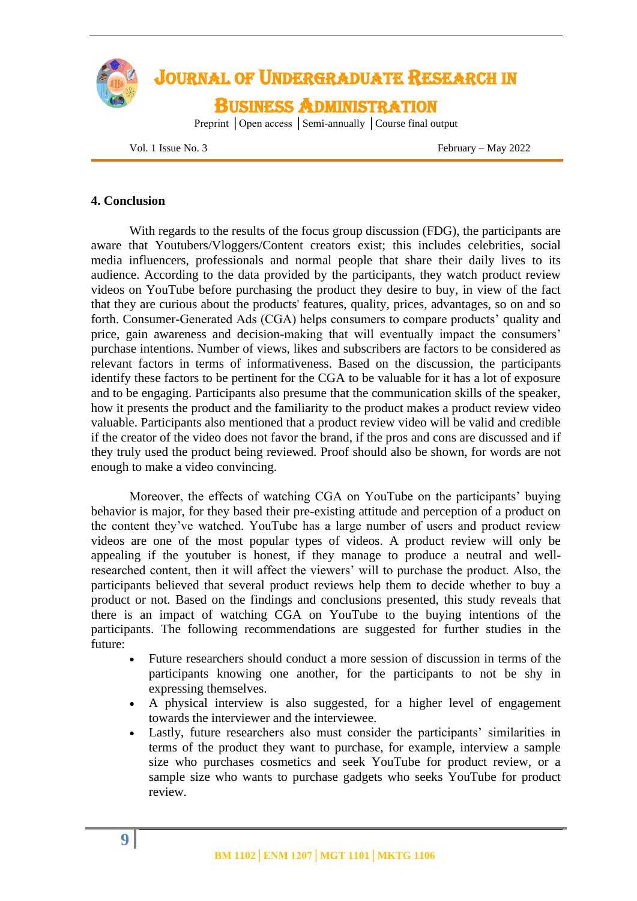## 4. Conclusion

With regards to the results of the focus group discussion (FDG), the participants are aware that Youtubers/Vloggers/Content creators exist; this includes celebrities, social media influencers, professionals and normal people that share their daily lives to its audience. According to the data provided by the participants, they watch product review videos on YouTube before purchasing the product they desire to buy, in view of the fact that they are curious about the products' features, quality, prices, advantages, so on and so forth. Consumer-Generated Ads (CGA) helps consumers to compare products' quality and price, gain awareness and decision-making that will eventually impact the consumers' purchase intentions. Number of views, likes and subscribers are factors to be considered as relevant factors in terms of informativeness. Based on the discussion, the participants identify these factors to be pertinent for the CGA to be valuable for it has a lot of exposure and to be engaging. Participants also presume that the communication skills of the speaker, how it presents the product and the familiarity to the product makes a product review video valuable. Participants also mentioned that a product review video will be valid and credible if the creator of the video does not favor the brand, if the pros and cons are discussed and if they truly used the product being reviewed. Proof should also be shown, for words are not enough to make a video convincing.

Moreover, the effects of watching CGA on YouTube on the participants' buying behavior is major, for they based their pre-existing attitude and perception of a product on the content they've watched. YouTube has a large number of users and product review videos are one of the most popular types of videos. A product review will only be appealing if the youtuber is honest, if they manage to produce a neutral and well-researched content, then it will affect the viewers' will to purchase the product. Also, the participants believed that several product reviews help them to decide whether to buy a product or not. Based on the findings and conclusions presented, this study reveals that there is an impact of watching CGA on YouTube to the buying intentions of the participants. The following recommendations are suggested for further studies in the future:

- Future researchers should conduct a more session of discussion in terms of the participants knowing one another, for the participants to not be shy in expressing themselves.
- A physical interview is also suggested, for a higher level of engagement towards the interviewer and the interviewee.
- Lastly, future researchers also must consider the participants' similarities in terms of the product they want to purchase, for example, interview a sample size who purchases cosmetics and seek YouTube for product review, or a sample size who wants to purchase gadgets who seeks YouTube for product review.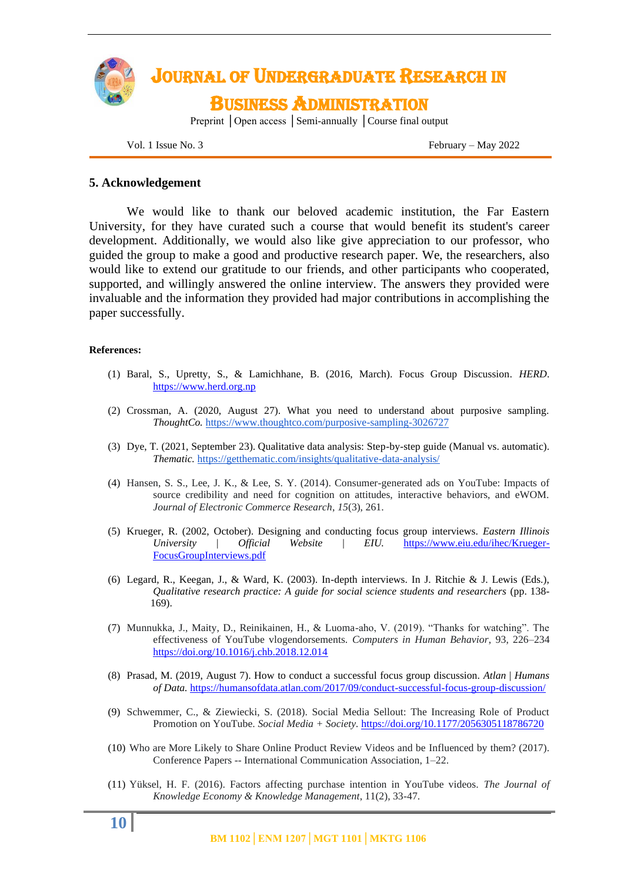## 5. Acknowledgement

We would like to thank our beloved academic institution, the Far Eastern University, for they have curated such a course that would benefit its student's career development. Additionally, we would also like give appreciation to our professor, who guided the group to make a good and productive research paper. We, the researchers, also would like to extend our gratitude to our friends, and other participants who cooperated, supported, and willingly answered the online interview. The answers they provided were invaluable and the information they provided had major contributions in accomplishing the paper successfully.

**References:**

(1) Baral, S., Upretty, S., & Lamichhane, B. (2016, March). Focus Group Discussion. *HERD*. https://www.herd.org.np

(2) Crossman, A. (2020, August 27). What you need to understand about purposive sampling. *ThoughtCo.* https://www.thoughtco.com/purposive-sampling-3026727

(3) Dye, T. (2021, September 23). Qualitative data analysis: Step-by-step guide (Manual vs. automatic). *Thematic.* https://getthematic.com/insights/qualitative-data-analysis/

(4) Hansen, S. S., Lee, J. K., & Lee, S. Y. (2014). Consumer-generated ads on YouTube: Impacts of source credibility and need for cognition on attitudes, interactive behaviors, and eWOM. *Journal of Electronic Commerce Research*, *15*(3), 261.

(5) Krueger, R. (2002, October). Designing and conducting focus group interviews. *Eastern Illinois University | Official Website | EIU.* https://www.eiu.edu/ihec/Krueger-FocusGroupInterviews.pdf

(6) Legard, R., Keegan, J., & Ward, K. (2003). In-depth interviews. In J. Ritchie & J. Lewis (Eds.), *Qualitative research practice: A guide for social science students and researchers* (pp. 138-169).

(7) Munnukka, J., Maity, D., Reinikainen, H., & Luoma-aho, V. (2019). "Thanks for watching". The effectiveness of YouTube vlogendorsements. *Computers in Human Behavior*, 93, 226–234 https://doi.org/10.1016/j.chb.2018.12.014

(8) Prasad, M. (2019, August 7). How to conduct a successful focus group discussion. *Atlan | Humans of Data.* https://humansofdata.atlan.com/2017/09/conduct-successful-focus-group-discussion/

(9) Schwemmer, C., & Ziewiecki, S. (2018). Social Media Sellout: The Increasing Role of Product Promotion on YouTube. *Social Media + Society.* https://doi.org/10.1177/2056305118786720

(10) Who are More Likely to Share Online Product Review Videos and be Influenced by them? (2017). Conference Papers -- International Communication Association, 1–22.

(11) Yüksel, H. F. (2016). Factors affecting purchase intention in YouTube videos. *The Journal of Knowledge Economy & Knowledge Management*, 11(2), 33-47.